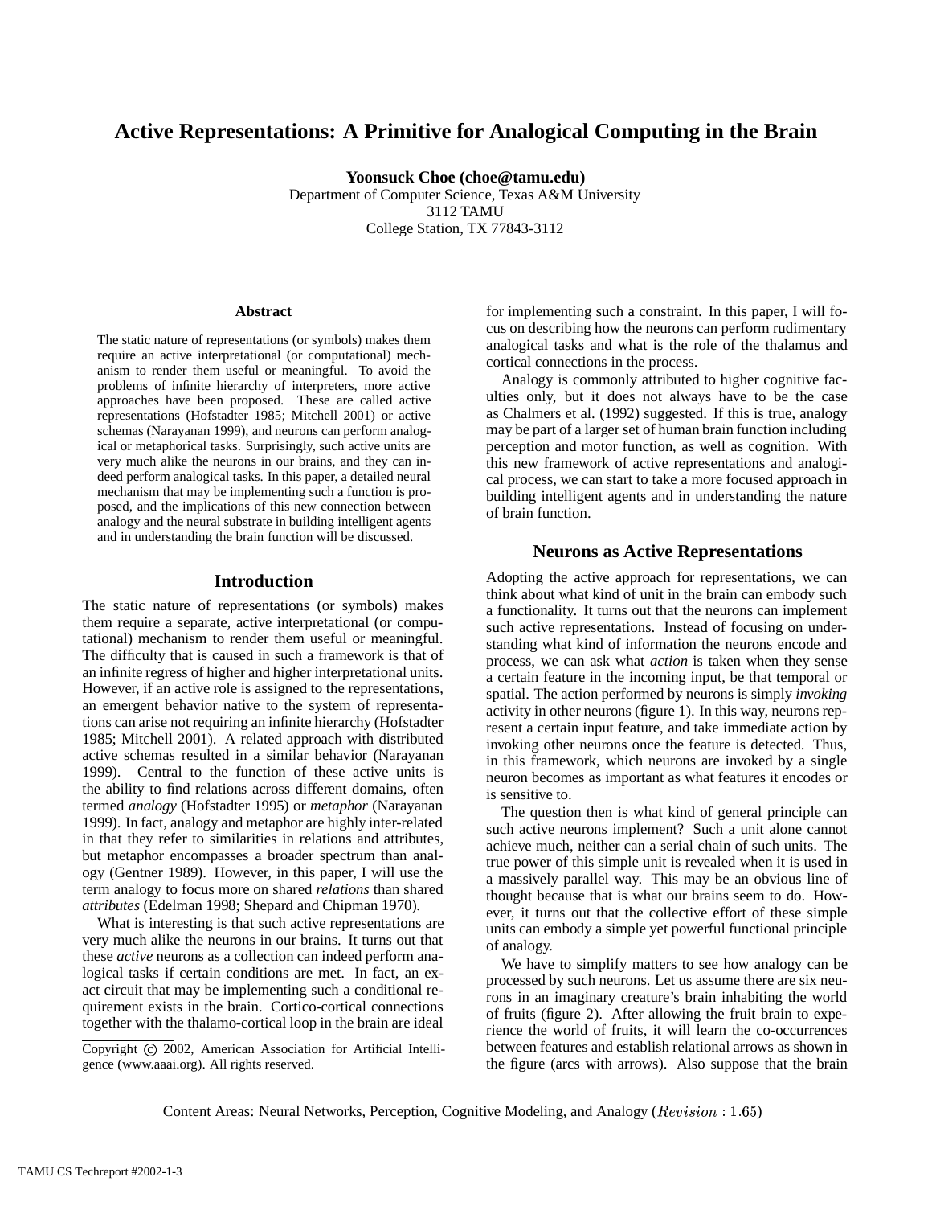# Active Representations: A Primitive for Analogical Computing in the Brain

**Yoonsuck Choe (choe@tamu.edu)**
Department of Computer Science, Texas A&M University
3112 TAMU
College Station, TX 77843-3112

## Abstract

The static nature of representations (or symbols) makes them require an active interpretational (or computational) mechanism to render them useful or meaningful. To avoid the problems of infinite hierarchy of interpreters, more active approaches have been proposed. These are called active representations (Hofstadter 1985; Mitchell 2001) or active schemas (Narayanan 1999), and neurons can perform analogical or metaphorical tasks. Surprisingly, such active units are very much alike the neurons in our brains, and they can indeed perform analogical tasks. In this paper, a detailed neural mechanism that may be implementing such a function is proposed, and the implications of this new connection between analogy and the neural substrate in building intelligent agents and in understanding the brain function will be discussed.

## Introduction

The static nature of representations (or symbols) makes them require a separate, active interpretational (or computational) mechanism to render them useful or meaningful. The difficulty that is caused in such a framework is that of an infinite regress of higher and higher interpretational units. However, if an active role is assigned to the representations, an emergent behavior native to the system of representations can arise not requiring an infinite hierarchy (Hofstadter 1985; Mitchell 2001). A related approach with distributed active schemas resulted in a similar behavior (Narayanan 1999). Central to the function of these active units is the ability to find relations across different domains, often termed *analogy* (Hofstadter 1995) or *metaphor* (Narayanan 1999). In fact, analogy and metaphor are highly inter-related in that they refer to similarities in relations and attributes, but metaphor encompasses a broader spectrum than analogy (Gentner 1989). However, in this paper, I will use the term analogy to focus more on shared *relations* than shared *attributes* (Edelman 1998; Shepard and Chipman 1970).

What is interesting is that such active representations are very much alike the neurons in our brains. It turns out that these *active* neurons as a collection can indeed perform analogical tasks if certain conditions are met. In fact, an exact circuit that may be implementing such a conditional requirement exists in the brain. Cortico-cortical connections together with the thalamo-cortical loop in the brain are ideal for implementing such a constraint. In this paper, I will focus on describing how the neurons can perform rudimentary analogical tasks and what is the role of the thalamus and cortical connections in the process.

Analogy is commonly attributed to higher cognitive faculties only, but it does not always have to be the case as Chalmers et al. (1992) suggested. If this is true, analogy may be part of a larger set of human brain function including perception and motor function, as well as cognition. With this new framework of active representations and analogical process, we can start to take a more focused approach in building intelligent agents and in understanding the nature of brain function.

## Neurons as Active Representations

Adopting the active approach for representations, we can think about what kind of unit in the brain can embody such a functionality. It turns out that the neurons can implement such active representations. Instead of focusing on understanding what kind of information the neurons encode and process, we can ask what *action* is taken when they sense a certain feature in the incoming input, be that temporal or spatial. The action performed by neurons is simply *invoking* activity in other neurons (figure 1). In this way, neurons represent a certain input feature, and take immediate action by invoking other neurons once the feature is detected. Thus, in this framework, which neurons are invoked by a single neuron becomes as important as what features it encodes or is sensitive to.

The question then is what kind of general principle can such active neurons implement? Such a unit alone cannot achieve much, neither can a serial chain of such units. The true power of this simple unit is revealed when it is used in a massively parallel way. This may be an obvious line of thought because that is what our brains seem to do. However, it turns out that the collective effort of these simple units can embody a simple yet powerful functional principle of analogy.

We have to simplify matters to see how analogy can be processed by such neurons. Let us assume there are six neurons in an imaginary creature's brain inhabiting the world of fruits (figure 2). After allowing the fruit brain to experience the world of fruits, it will learn the co-occurrences between features and establish relational arrows as shown in the figure (arcs with arrows). Also suppose that the brain

Copyright © 2002, American Association for Artificial Intelligence (www.aaai.org). All rights reserved.

Content Areas: Neural Networks, Perception, Cognitive Modeling, and Analogy ($Revision : 1.65$)

TAMU CS Techreport #2002-1-3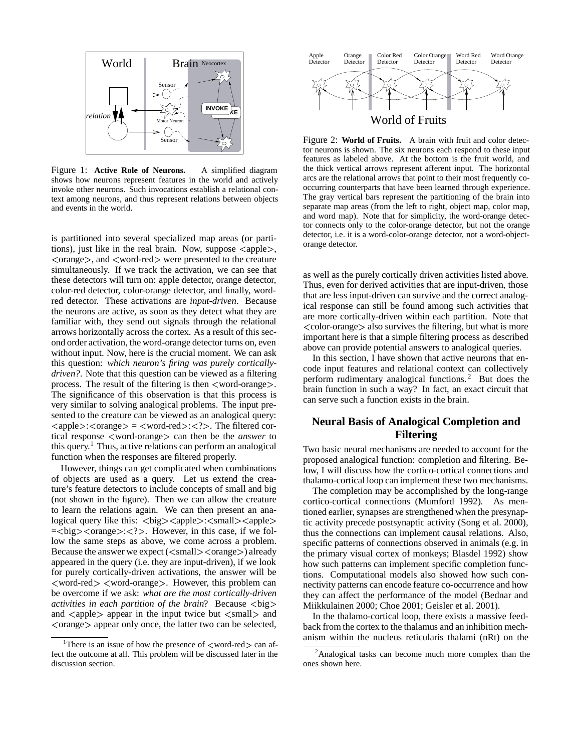Figure 1: **Active Role of Neurons.** A simplified diagram shows how neurons represent features in the world and actively invoke other neurons. Such invocations establish a relational context among neurons, and thus represent relations between objects and events in the world.

is partitioned into several specialized map areas (or partitions), just like in the real brain. Now, suppose <apple>, <orange>, and <word-red> were presented to the creature simultaneously. If we track the activation, we can see that these detectors will turn on: apple detector, orange detector, color-red detector, color-orange detector, and finally, word-red detector. These activations are *input-driven*. Because the neurons are active, as soon as they detect what they are familiar with, they send out signals through the relational arrows horizontally across the cortex. As a result of this second order activation, the word-orange detector turns on, even without input. Now, here is the crucial moment. We can ask this question: *which neuron's firing was purely cortically-driven?*. Note that this question can be viewed as a filtering process. The result of the filtering is then <word-orange>. The significance of this observation is that this process is very similar to solving analogical problems. The input presented to the creature can be viewed as an analogical query: <apple>:<orange> = <word-red>:<?>. The filtered cortical response <word-orange> can then be the *answer* to this query.[1] Thus, active relations can perform an analogical function when the responses are filtered properly.

However, things can get complicated when combinations of objects are used as a query. Let us extend the creature's feature detectors to include concepts of small and big (not shown in the figure). Then we can allow the creature to learn the relations again. We can then present an analogical query like this: <big><apple>:<small><apple> =<big><orange>:<?>. However, in this case, if we follow the same steps as above, we come across a problem. Because the answer we expect (<small><orange>) already appeared in the query (i.e. they are input-driven), if we look for purely cortically-driven activations, the answer will be <word-red> <word-orange>. However, this problem can be overcome if we ask: *what are the most cortically-driven activities in each partition of the brain*? Because <big> and <apple> appear in the input twice but <small> and <orange> appear only once, the latter two can be selected, as well as the purely cortically driven activities listed above. Thus, even for derived activities that are input-driven, those that are less input-driven can survive and the correct analogical response can still be found among such activities that are more cortically-driven within each partition. Note that <color-orange> also survives the filtering, but what is more important here is that a simple filtering process as described above can provide potential answers to analogical queries.

[1] There is an issue of how the presence of <word-red> can affect the outcome at all. This problem will be discussed later in the discussion section.

Figure 2: **World of Fruits.** A brain with fruit and color detector neurons is shown. The six neurons each respond to these input features as labeled above. At the bottom is the fruit world, and the thick vertical arrows represent afferent input. The horizontal arcs are the relational arrows that point to their most frequently co-occurring counterparts that have been learned through experience. The gray vertical bars represent the partitioning of the brain into separate map areas (from the left to right, object map, color map, and word map). Note that for simplicity, the word-orange detector connects only to the color-orange detector, but not the orange detector, i.e. it is a word-color-orange detector, not a word-object-orange detector.

In this section, I have shown that active neurons that encode input features and relational context can collectively perform rudimentary analogical functions.[2] But does the brain function in such a way? In fact, an exact circuit that can serve such a function exists in the brain.

## Neural Basis of Analogical Completion and Filtering

Two basic neural mechanisms are needed to account for the proposed analogical function: completion and filtering. Below, I will discuss how the cortico-cortical connections and thalamo-cortical loop can implement these two mechanisms.

The completion may be accomplished by the long-range cortico-cortical connections (Mumford 1992). As mentioned earlier, synapses are strengthened when the presynaptic activity precede postsynaptic activity (Song et al. 2000), thus the connections can implement causal relations. Also, specific patterns of connections observed in animals (e.g. in the primary visual cortex of monkeys; Blasdel 1992) show how such patterns can implement specific completion functions. Computational models also showed how such connectivity patterns can encode feature co-occurrence and how they can affect the performance of the model (Bednar and Miikkulainen 2000; Choe 2001; Geisler et al. 2001).

In the thalamo-cortical loop, there exists a massive feedback from the cortex to the thalamus and an inhibition mechanism within the nucleus reticularis thalami (nRt) on the

[2] Analogical tasks can become much more complex than the ones shown here.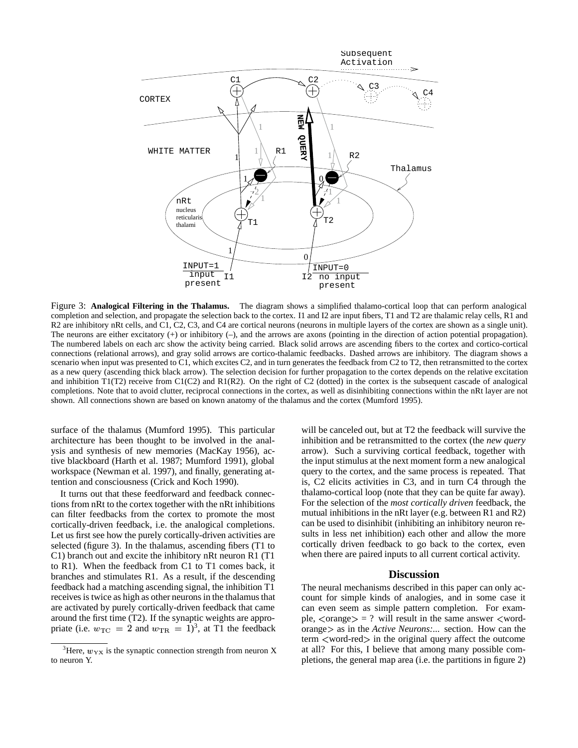Figure 3: **Analogical Filtering in the Thalamus.** The diagram shows a simplified thalamo-cortical loop that can perform analogical completion and selection, and propagate the selection back to the cortex. I1 and I2 are input fibers, T1 and T2 are thalamic relay cells, R1 and R2 are inhibitory nRt cells, and C1, C2, C3, and C4 are cortical neurons (neurons in multiple layers of the cortex are shown as a single unit). The neurons are either excitatory (+) or inhibitory (–), and the arrows are axons (pointing in the direction of action potential propagation). The numbered labels on each arc show the activity being carried. Black solid arrows are ascending fibers to the cortex and cortico-cortical connections (relational arrows), and gray solid arrows are cortico-thalamic feedbacks. Dashed arrows are inhibitory. The diagram shows a scenario when input was presented to C1, which excites C2, and in turn generates the feedback from C2 to T2, then retransmitted to the cortex as a new query (ascending thick black arrow). The selection decision for further propagation to the cortex depends on the relative excitation and inhibition T1(T2) receive from C1(C2) and R1(R2). On the right of C2 (dotted) in the cortex is the subsequent cascade of analogical completions. Note that to avoid clutter, reciprocal connections in the cortex, as well as disinhibiting connections within the nRt layer are not shown. All connections shown are based on known anatomy of the thalamus and the cortex (Mumford 1995).

surface of the thalamus (Mumford 1995). This particular architecture has been thought to be involved in the analysis and synthesis of new memories (MacKay 1956), active blackboard (Harth et al. 1987; Mumford 1991), global workspace (Newman et al. 1997), and finally, generating attention and consciousness (Crick and Koch 1990).

It turns out that these feedforward and feedback connections from nRt to the cortex together with the nRt inhibitions can filter feedbacks from the cortex to promote the most cortically-driven feedback, i.e. the analogical completions. Let us first see how the purely cortically-driven activities are selected (figure 3). In the thalamus, ascending fibers (T1 to C1) branch out and excite the inhibitory nRt neuron R1 (T1 to R1). When the feedback from C1 to T1 comes back, it branches and stimulates R1. As a result, if the descending feedback had a matching ascending signal, the inhibition T1 receives is twice as high as other neurons in the thalamus that are activated by purely cortically-driven feedback that came around the first time (T2). If the synaptic weights are appropriate (i.e. $w_{TC} = 2$ and $w_{TR} = 1$)[3], at T1 the feedback will be canceled out, but at T2 the feedback will survive the inhibition and be retransmitted to the cortex (the *new query* arrow). Such a surviving cortical feedback, together with the input stimulus at the next moment form a new analogical query to the cortex, and the same process is repeated. That is, C2 elicits activities in C3, and in turn C4 through the thalamo-cortical loop (note that they can be quite far away). For the selection of the *most cortically driven* feedback, the mutual inhibitions in the nRt layer (e.g. between R1 and R2) can be used to disinhibit (inhibiting an inhibitory neuron results in less net inhibition) each other and allow the more cortically driven feedback to go back to the cortex, even when there are paired inputs to all current cortical activity.

[3] Here, $w_{YX}$ is the synaptic connection strength from neuron X to neuron Y.

## Discussion

The neural mechanisms described in this paper can only account for simple kinds of analogies, and in some case it can even seem as simple pattern completion. For example, <orange> = ? will result in the same answer <word-orange> as in the *Active Neurons:...* section. How can the term <word-red> in the original query affect the outcome at all? For this, I believe that among many possible completions, the general map area (i.e. the partitions in figure 2)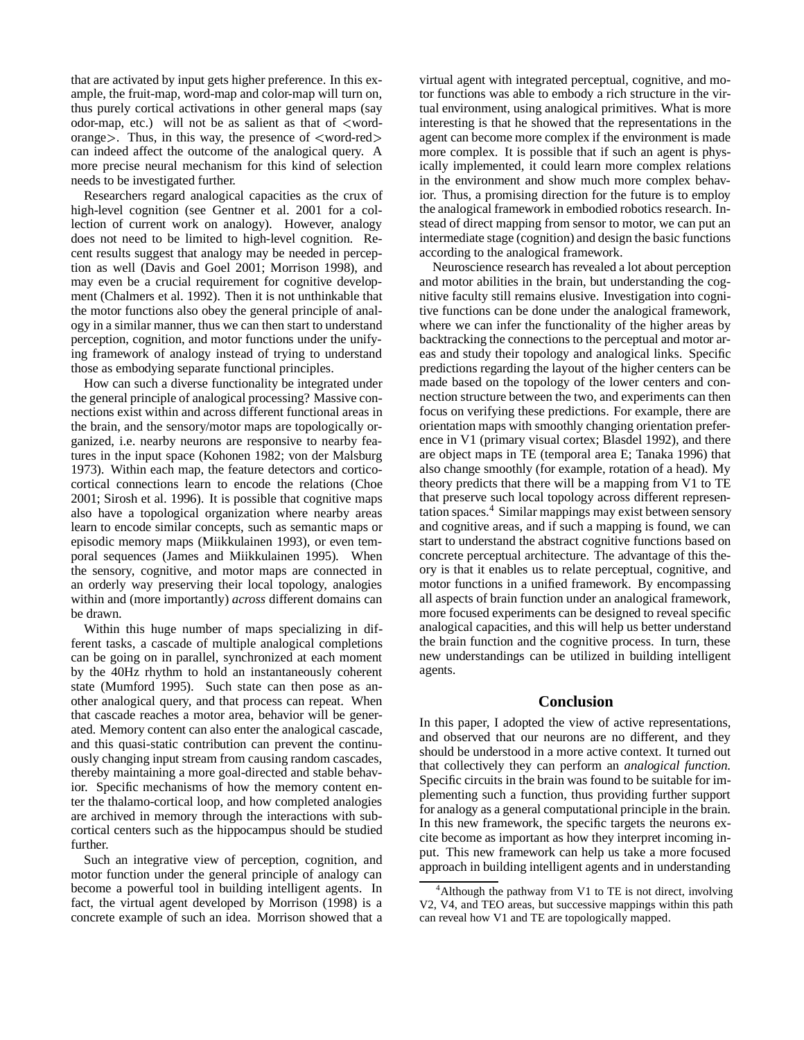that are activated by input gets higher preference. In this example, the fruit-map, word-map and color-map will turn on, thus purely cortical activations in other general maps (say odor-map, etc.) will not be as salient as that of <word-orange>. Thus, in this way, the presence of <word-red> can indeed affect the outcome of the analogical query. A more precise neural mechanism for this kind of selection needs to be investigated further.

Researchers regard analogical capacities as the crux of high-level cognition (see Gentner et al. 2001 for a collection of current work on analogy). However, analogy does not need to be limited to high-level cognition. Recent results suggest that analogy may be needed in perception as well (Davis and Goel 2001; Morrison 1998), and may even be a crucial requirement for cognitive development (Chalmers et al. 1992). Then it is not unthinkable that the motor functions also obey the general principle of analogy in a similar manner, thus we can then start to understand perception, cognition, and motor functions under the unifying framework of analogy instead of trying to understand those as embodying separate functional principles.

How can such a diverse functionality be integrated under the general principle of analogical processing? Massive connections exist within and across different functional areas in the brain, and the sensory/motor maps are topologically organized, i.e. nearby neurons are responsive to nearby features in the input space (Kohonen 1982; von der Malsburg 1973). Within each map, the feature detectors and corticocortical connections learn to encode the relations (Choe 2001; Sirosh et al. 1996). It is possible that cognitive maps also have a topological organization where nearby areas learn to encode similar concepts, such as semantic maps or episodic memory maps (Miikkulainen 1993), or even temporal sequences (James and Miikkulainen 1995). When the sensory, cognitive, and motor maps are connected in an orderly way preserving their local topology, analogies within and (more importantly) *across* different domains can be drawn.

Within this huge number of maps specializing in different tasks, a cascade of multiple analogical completions can be going on in parallel, synchronized at each moment by the 40Hz rhythm to hold an instantaneously coherent state (Mumford 1995). Such state can then pose as another analogical query, and that process can repeat. When that cascade reaches a motor area, behavior will be generated. Memory content can also enter the analogical cascade, and this quasi-static contribution can prevent the continuously changing input stream from causing random cascades, thereby maintaining a more goal-directed and stable behavior. Specific mechanisms of how the memory content enter the thalamo-cortical loop, and how completed analogies are archived in memory through the interactions with subcortical centers such as the hippocampus should be studied further.

Such an integrative view of perception, cognition, and motor function under the general principle of analogy can become a powerful tool in building intelligent agents. In fact, the virtual agent developed by Morrison (1998) is a concrete example of such an idea. Morrison showed that a virtual agent with integrated perceptual, cognitive, and motor functions was able to embody a rich structure in the virtual environment, using analogical primitives. What is more interesting is that he showed that the representations in the agent can become more complex if the environment is made more complex. It is possible that if such an agent is physically implemented, it could learn more complex relations in the environment and show much more complex behavior. Thus, a promising direction for the future is to employ the analogical framework in embodied robotics research. Instead of direct mapping from sensor to motor, we can put an intermediate stage (cognition) and design the basic functions according to the analogical framework.

Neuroscience research has revealed a lot about perception and motor abilities in the brain, but understanding the cognitive faculty still remains elusive. Investigation into cognitive functions can be done under the analogical framework, where we can infer the functionality of the higher areas by backtracking the connections to the perceptual and motor areas and study their topology and analogical links. Specific predictions regarding the layout of the higher centers can be made based on the topology of the lower centers and connection structure between the two, and experiments can then focus on verifying these predictions. For example, there are orientation maps with smoothly changing orientation preference in V1 (primary visual cortex; Blasdel 1992), and there are object maps in TE (temporal area E; Tanaka 1996) that also change smoothly (for example, rotation of a head). My theory predicts that there will be a mapping from V1 to TE that preserve such local topology across different representation spaces.[4] Similar mappings may exist between sensory and cognitive areas, and if such a mapping is found, we can start to understand the abstract cognitive functions based on concrete perceptual architecture. The advantage of this theory is that it enables us to relate perceptual, cognitive, and motor functions in a unified framework. By encompassing all aspects of brain function under an analogical framework, more focused experiments can be designed to reveal specific analogical capacities, and this will help us better understand the brain function and the cognitive process. In turn, these new understandings can be utilized in building intelligent agents.

## Conclusion

In this paper, I adopted the view of active representations, and observed that our neurons are no different, and they should be understood in a more active context. It turned out that collectively they can perform an *analogical function*. Specific circuits in the brain was found to be suitable for implementing such a function, thus providing further support for analogy as a general computational principle in the brain. In this new framework, the specific targets the neurons excite become as important as how they interpret incoming input. This new framework can help us take a more focused approach in building intelligent agents and in understanding

[4] Although the pathway from V1 to TE is not direct, involving V2, V4, and TEO areas, but successive mappings within this path can reveal how V1 and TE are topologically mapped.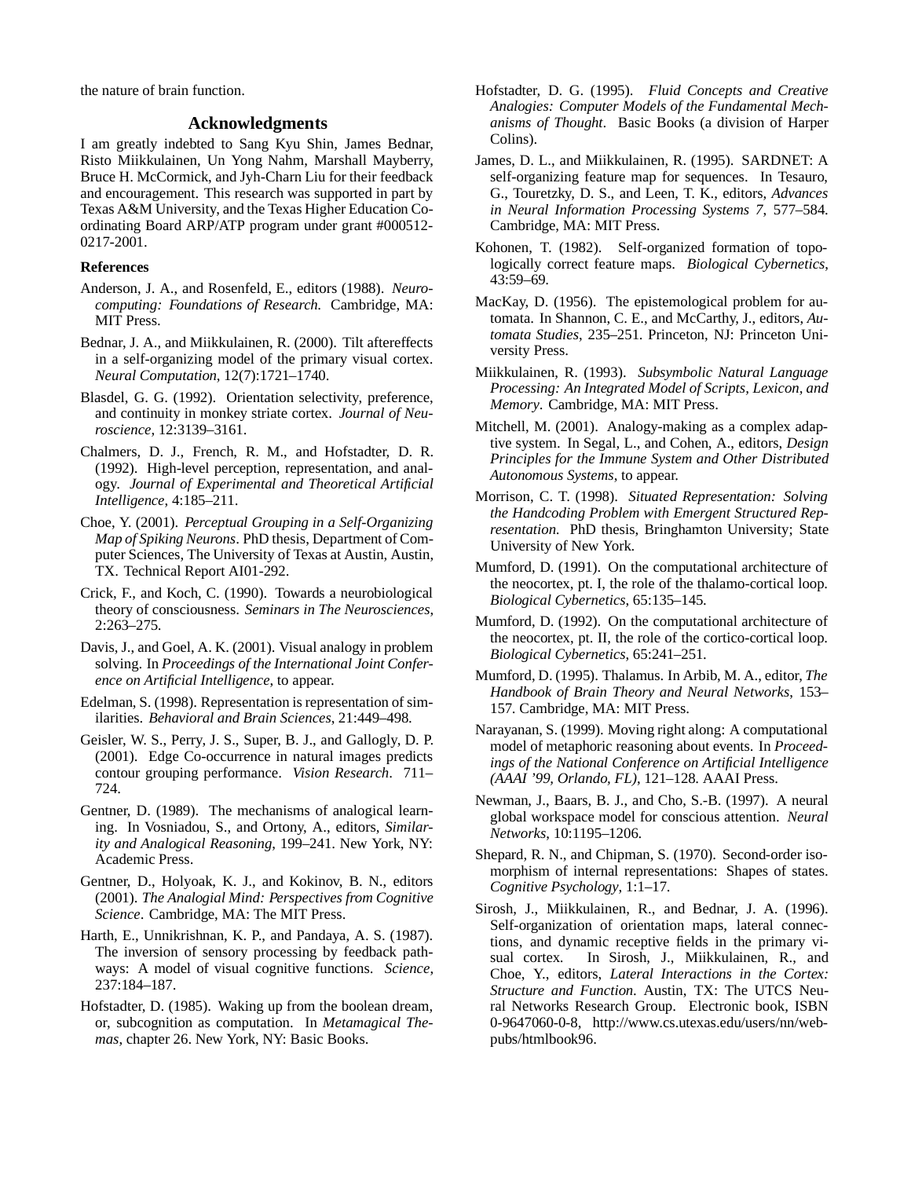the nature of brain function.

## Acknowledgments

I am greatly indebted to Sang Kyu Shin, James Bednar, Risto Miikkulainen, Un Yong Nahm, Marshall Mayberry, Bruce H. McCormick, and Jyh-Charn Liu for their feedback and encouragement. This research was supported in part by Texas A&M University, and the Texas Higher Education Coordinating Board ARP/ATP program under grant #000512-0217-2001.

### References

Anderson, J. A., and Rosenfeld, E., editors (1988). *Neurocomputing: Foundations of Research*. Cambridge, MA: MIT Press.

Bednar, J. A., and Miikkulainen, R. (2000). Tilt aftereffects in a self-organizing model of the primary visual cortex. *Neural Computation*, 12(7):1721–1740.

Blasdel, G. G. (1992). Orientation selectivity, preference, and continuity in monkey striate cortex. *Journal of Neuroscience*, 12:3139–3161.

Chalmers, D. J., French, R. M., and Hofstadter, D. R. (1992). High-level perception, representation, and analogy. *Journal of Experimental and Theoretical Artificial Intelligence*, 4:185–211.

Choe, Y. (2001). *Perceptual Grouping in a Self-Organizing Map of Spiking Neurons*. PhD thesis, Department of Computer Sciences, The University of Texas at Austin, Austin, TX. Technical Report AI01-292.

Crick, F., and Koch, C. (1990). Towards a neurobiological theory of consciousness. *Seminars in The Neurosciences*, 2:263–275.

Davis, J., and Goel, A. K. (2001). Visual analogy in problem solving. In *Proceedings of the International Joint Conference on Artificial Intelligence*, to appear.

Edelman, S. (1998). Representation is representation of similarities. *Behavioral and Brain Sciences*, 21:449–498.

Geisler, W. S., Perry, J. S., Super, B. J., and Gallogly, D. P. (2001). Edge Co-occurrence in natural images predicts contour grouping performance. *Vision Research*. 711–724.

Gentner, D. (1989). The mechanisms of analogical learning. In Vosniadou, S., and Ortony, A., editors, *Similarity and Analogical Reasoning*, 199–241. New York, NY: Academic Press.

Gentner, D., Holyoak, K. J., and Kokinov, B. N., editors (2001). *The Analogial Mind: Perspectives from Cognitive Science*. Cambridge, MA: The MIT Press.

Harth, E., Unnikrishnan, K. P., and Pandaya, A. S. (1987). The inversion of sensory processing by feedback pathways: A model of visual cognitive functions. *Science*, 237:184–187.

Hofstadter, D. (1985). Waking up from the boolean dream, or, subcognition as computation. In *Metamagical Themas*, chapter 26. New York, NY: Basic Books.

Hofstadter, D. G. (1995). *Fluid Concepts and Creative Analogies: Computer Models of the Fundamental Mechanisms of Thought*. Basic Books (a division of Harper Colins).

James, D. L., and Miikkulainen, R. (1995). SARDNET: A self-organizing feature map for sequences. In Tesauro, G., Touretzky, D. S., and Leen, T. K., editors, *Advances in Neural Information Processing Systems 7*, 577–584. Cambridge, MA: MIT Press.

Kohonen, T. (1982). Self-organized formation of topologically correct feature maps. *Biological Cybernetics*, 43:59–69.

MacKay, D. (1956). The epistemological problem for automata. In Shannon, C. E., and McCarthy, J., editors, *Automata Studies*, 235–251. Princeton, NJ: Princeton University Press.

Miikkulainen, R. (1993). *Subsymbolic Natural Language Processing: An Integrated Model of Scripts, Lexicon, and Memory*. Cambridge, MA: MIT Press.

Mitchell, M. (2001). Analogy-making as a complex adaptive system. In Segal, L., and Cohen, A., editors, *Design Principles for the Immune System and Other Distributed Autonomous Systems*, to appear.

Morrison, C. T. (1998). *Situated Representation: Solving the Handcoding Problem with Emergent Structured Representation*. PhD thesis, Bringhamton University; State University of New York.

Mumford, D. (1991). On the computational architecture of the neocortex, pt. I, the role of the thalamo-cortical loop. *Biological Cybernetics*, 65:135–145.

Mumford, D. (1992). On the computational architecture of the neocortex, pt. II, the role of the cortico-cortical loop. *Biological Cybernetics*, 65:241–251.

Mumford, D. (1995). Thalamus. In Arbib, M. A., editor, *The Handbook of Brain Theory and Neural Networks*, 153–157. Cambridge, MA: MIT Press.

Narayanan, S. (1999). Moving right along: A computational model of metaphoric reasoning about events. In *Proceedings of the National Conference on Artificial Intelligence (AAAI '99, Orlando, FL)*, 121–128. AAAI Press.

Newman, J., Baars, B. J., and Cho, S.-B. (1997). A neural global workspace model for conscious attention. *Neural Networks*, 10:1195–1206.

Shepard, R. N., and Chipman, S. (1970). Second-order isomorphism of internal representations: Shapes of states. *Cognitive Psychology*, 1:1–17.

Sirosh, J., Miikkulainen, R., and Bednar, J. A. (1996). Self-organization of orientation maps, lateral connections, and dynamic receptive fields in the primary visual cortex. In Sirosh, J., Miikkulainen, R., and Choe, Y., editors, *Lateral Interactions in the Cortex: Structure and Function*. Austin, TX: The UTCS Neural Networks Research Group. Electronic book, ISBN 0-9647060-0-8, http://www.cs.utexas.edu/users/nn/web-pubs/htmlbook96.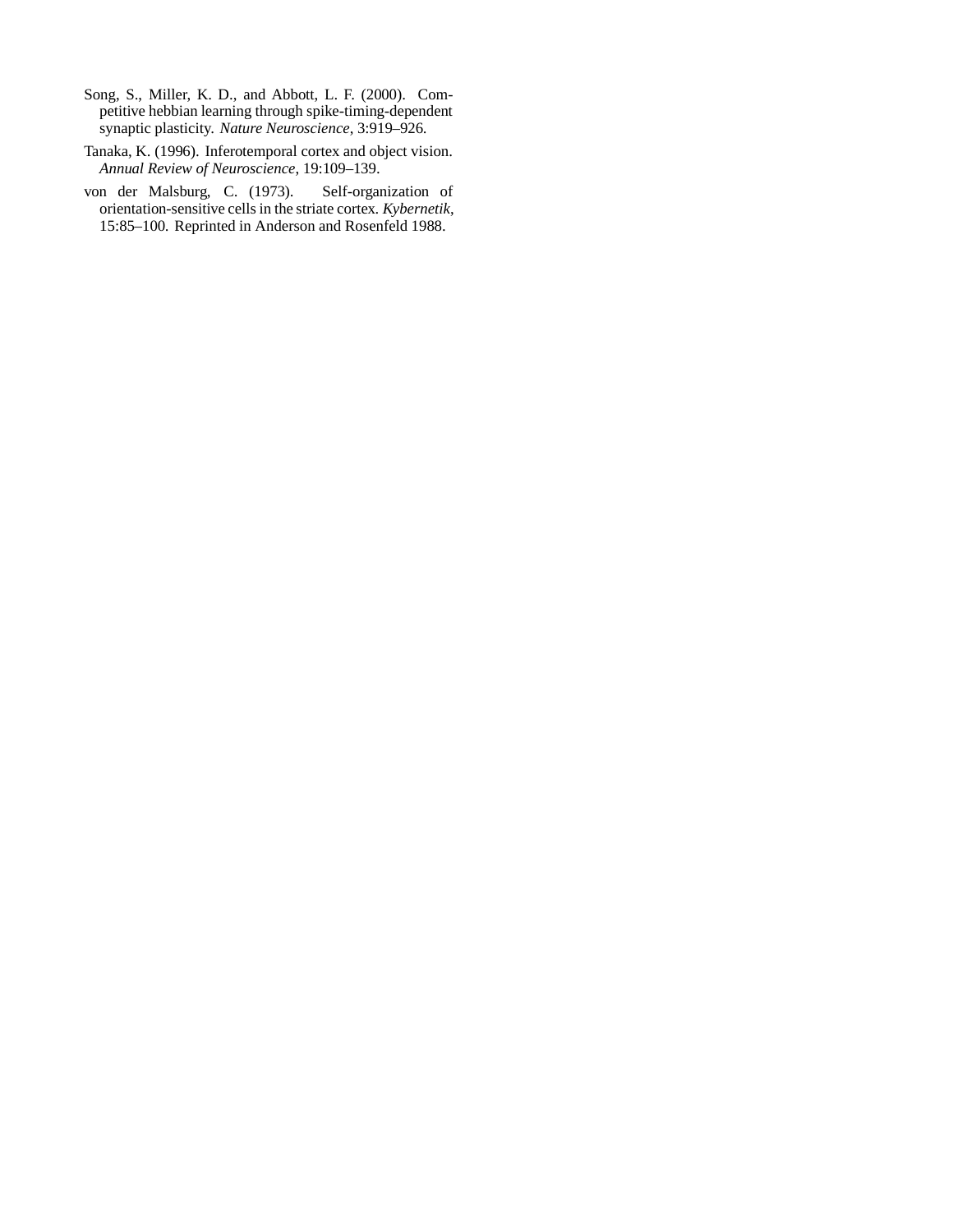Song, S., Miller, K. D., and Abbott, L. F. (2000). Competitive hebbian learning through spike-timing-dependent synaptic plasticity. *Nature Neuroscience*, 3:919–926.

Tanaka, K. (1996). Inferotemporal cortex and object vision. *Annual Review of Neuroscience*, 19:109–139.

von der Malsburg, C. (1973). Self-organization of orientation-sensitive cells in the striate cortex. *Kybernetik*, 15:85–100. Reprinted in Anderson and Rosenfeld 1988.